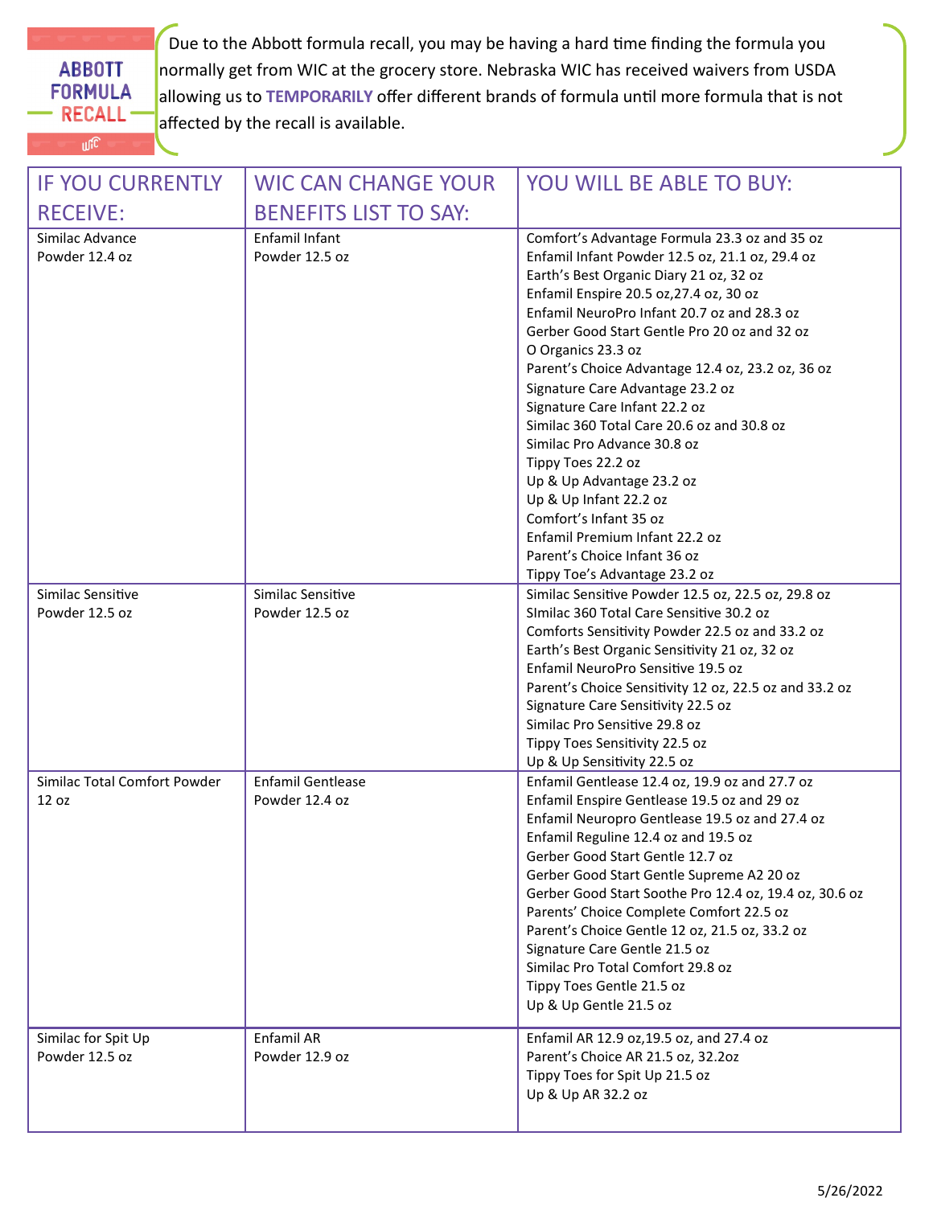ABBOTT FORMULA RECALL

Due to the Abbott formula recall, you may be having a hard time finding the formula you normally get from WIC at the grocery store. Nebraska WIC has received waivers from USDA allowing us to **TEMPORARILY** offer different brands of formula until more formula that is not affected by the recall is available.

| IF YOU CURRENTLY RECEIVE: | WIC CAN CHANGE YOUR BENEFITS LIST TO SAY: | YOU WILL BE ABLE TO BUY: |
|---|---|---|
| Similac Advance Powder 12.4 oz | Enfamil Infant Powder 12.5 oz | Comfort's Advantage Formula 23.3 oz and 35 oz<br>Enfamil Infant Powder 12.5 oz, 21.1 oz, 29.4 oz<br>Earth's Best Organic Diary 21 oz, 32 oz<br>Enfamil Enspire 20.5 oz,27.4 oz, 30 oz<br>Enfamil NeuroPro Infant 20.7 oz and 28.3 oz<br>Gerber Good Start Gentle Pro 20 oz and 32 oz<br>O Organics 23.3 oz<br>Parent's Choice Advantage 12.4 oz, 23.2 oz, 36 oz<br>Signature Care Advantage 23.2 oz<br>Signature Care Infant 22.2 oz<br>Similac 360 Total Care 20.6 oz and 30.8 oz<br>Similac Pro Advance 30.8 oz<br>Tippy Toes 22.2 oz<br>Up & Up Advantage 23.2 oz<br>Up & Up Infant 22.2 oz<br>Comfort's Infant 35 oz<br>Enfamil Premium Infant 22.2 oz<br>Parent's Choice Infant 36 oz<br>Tippy Toe's Advantage 23.2 oz |
| Similac Sensitive Powder 12.5 oz | Similac Sensitive Powder 12.5 oz | Similac Sensitive Powder 12.5 oz, 22.5 oz, 29.8 oz<br>SImilac 360 Total Care Sensitive 30.2 oz<br>Comforts Sensitivity Powder 22.5 oz and 33.2 oz<br>Earth's Best Organic Sensitivity 21 oz, 32 oz<br>Enfamil NeuroPro Sensitive 19.5 oz<br>Parent's Choice Sensitivity 12 oz, 22.5 oz and 33.2 oz<br>Signature Care Sensitivity 22.5 oz<br>Similac Pro Sensitive 29.8 oz<br>Tippy Toes Sensitivity 22.5 oz<br>Up & Up Sensitivity 22.5 oz |
| Similac Total Comfort Powder 12 oz | Enfamil Gentlease Powder 12.4 oz | Enfamil Gentlease 12.4 oz, 19.9 oz and 27.7 oz<br>Enfamil Enspire Gentlease 19.5 oz and 29 oz<br>Enfamil Neuropro Gentlease 19.5 oz and 27.4 oz<br>Enfamil Reguline 12.4 oz and 19.5 oz<br>Gerber Good Start Gentle 12.7 oz<br>Gerber Good Start Gentle Supreme A2 20 oz<br>Gerber Good Start Soothe Pro 12.4 oz, 19.4 oz, 30.6 oz<br>Parents' Choice Complete Comfort 22.5 oz<br>Parent's Choice Gentle 12 oz, 21.5 oz, 33.2 oz<br>Signature Care Gentle 21.5 oz<br>Similac Pro Total Comfort 29.8 oz<br>Tippy Toes Gentle 21.5 oz<br>Up & Up Gentle 21.5 oz |
| Similac for Spit Up Powder 12.5 oz | Enfamil AR Powder 12.9 oz | Enfamil AR 12.9 oz,19.5 oz, and 27.4 oz<br>Parent's Choice AR 21.5 oz, 32.2oz<br>Tippy Toes for Spit Up 21.5 oz<br>Up & Up AR 32.2 oz |

5/26/2022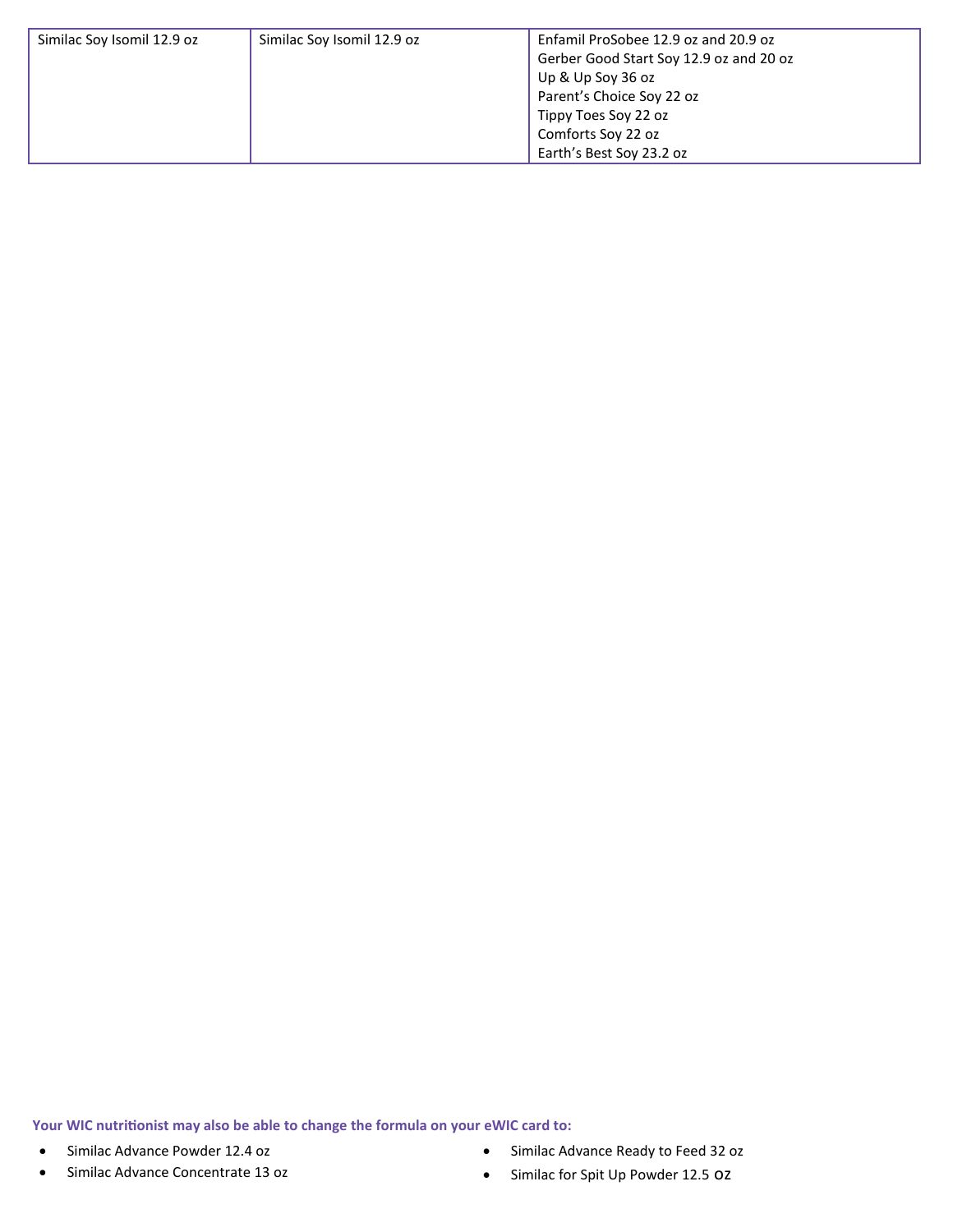| | | |
|---|---|---|
| Similac Soy Isomil 12.9 oz | Similac Soy Isomil 12.9 oz | Enfamil ProSobee 12.9 oz and 20.9 oz<br>Gerber Good Start Soy 12.9 oz and 20 oz<br>Up & Up Soy 36 oz<br>Parent's Choice Soy 22 oz<br>Tippy Toes Soy 22 oz<br>Comforts Soy 22 oz<br>Earth's Best Soy 23.2 oz |

**Your WIC nutritionist may also be able to change the formula on your eWIC card to:**

- Similac Advance Powder 12.4 oz
- Similac Advance Concentrate 13 oz
- Similac Advance Ready to Feed 32 oz
- Similac for Spit Up Powder 12.5 oz